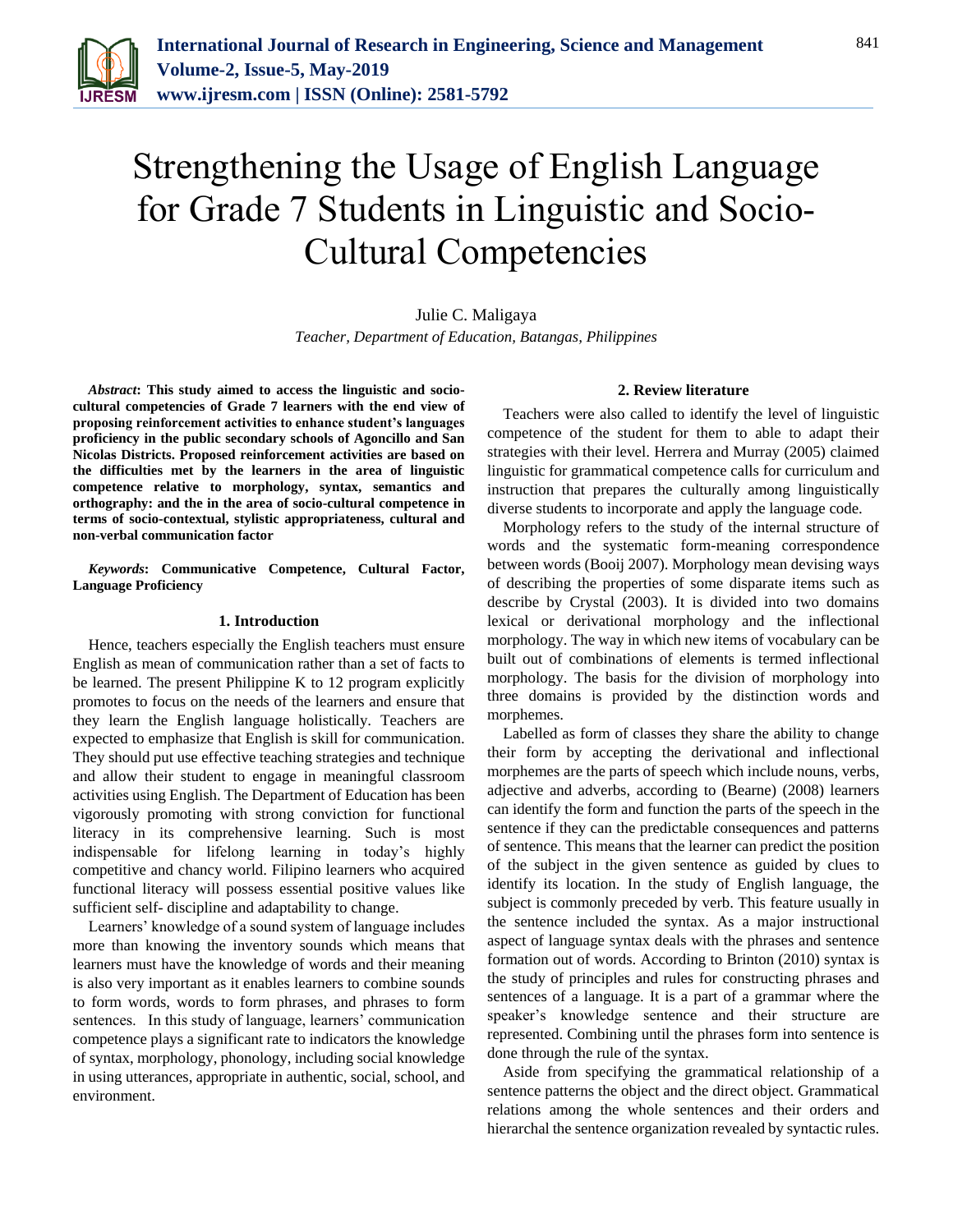# Strengthening the Usage of English Language for Grade 7 Students in Linguistic and Socio-Cultural Competencies

Julie C. Maligaya

*Teacher, Department of Education, Batangas, Philippines*

***Abstract*: This study aimed to access the linguistic and socio-cultural competencies of Grade 7 learners with the end view of proposing reinforcement activities to enhance student's languages proficiency in the public secondary schools of Agoncillo and San Nicolas Districts. Proposed reinforcement activities are based on the difficulties met by the learners in the area of linguistic competence relative to morphology, syntax, semantics and orthography: and the in the area of socio-cultural competence in terms of socio-contextual, stylistic appropriateness, cultural and non-verbal communication factor**

***Keywords*: Communicative Competence, Cultural Factor, Language Proficiency**

## 1. Introduction

Hence, teachers especially the English teachers must ensure English as mean of communication rather than a set of facts to be learned. The present Philippine K to 12 program explicitly promotes to focus on the needs of the learners and ensure that they learn the English language holistically. Teachers are expected to emphasize that English is skill for communication. They should put use effective teaching strategies and technique and allow their student to engage in meaningful classroom activities using English. The Department of Education has been vigorously promoting with strong conviction for functional literacy in its comprehensive learning. Such is most indispensable for lifelong learning in today's highly competitive and chancy world. Filipino learners who acquired functional literacy will possess essential positive values like sufficient self- discipline and adaptability to change.

Learners' knowledge of a sound system of language includes more than knowing the inventory sounds which means that learners must have the knowledge of words and their meaning is also very important as it enables learners to combine sounds to form words, words to form phrases, and phrases to form sentences. In this study of language, learners' communication competence plays a significant rate to indicators the knowledge of syntax, morphology, phonology, including social knowledge in using utterances, appropriate in authentic, social, school, and environment.

## 2. Review literature

Teachers were also called to identify the level of linguistic competence of the student for them to able to adapt their strategies with their level. Herrera and Murray (2005) claimed linguistic for grammatical competence calls for curriculum and instruction that prepares the culturally among linguistically diverse students to incorporate and apply the language code.

Morphology refers to the study of the internal structure of words and the systematic form-meaning correspondence between words (Booij 2007). Morphology mean devising ways of describing the properties of some disparate items such as describe by Crystal (2003). It is divided into two domains lexical or derivational morphology and the inflectional morphology. The way in which new items of vocabulary can be built out of combinations of elements is termed inflectional morphology. The basis for the division of morphology into three domains is provided by the distinction words and morphemes.

Labelled as form of classes they share the ability to change their form by accepting the derivational and inflectional morphemes are the parts of speech which include nouns, verbs, adjective and adverbs, according to (Bearne) (2008) learners can identify the form and function the parts of the speech in the sentence if they can the predictable consequences and patterns of sentence. This means that the learner can predict the position of the subject in the given sentence as guided by clues to identify its location. In the study of English language, the subject is commonly preceded by verb. This feature usually in the sentence included the syntax. As a major instructional aspect of language syntax deals with the phrases and sentence formation out of words. According to Brinton (2010) syntax is the study of principles and rules for constructing phrases and sentences of a language. It is a part of a grammar where the speaker's knowledge sentence and their structure are represented. Combining until the phrases form into sentence is done through the rule of the syntax.

Aside from specifying the grammatical relationship of a sentence patterns the object and the direct object. Grammatical relations among the whole sentences and their orders and hierarchal the sentence organization revealed by syntactic rules.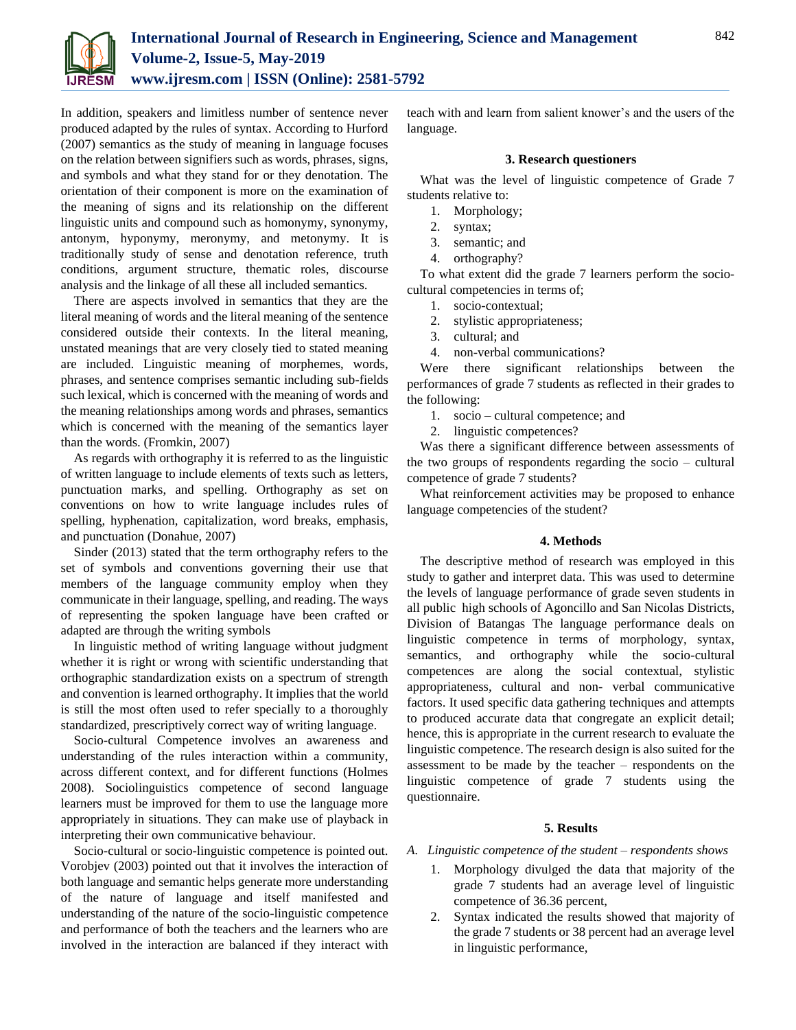In addition, speakers and limitless number of sentence never produced adapted by the rules of syntax. According to Hurford (2007) semantics as the study of meaning in language focuses on the relation between signifiers such as words, phrases, signs, and symbols and what they stand for or they denotation. The orientation of their component is more on the examination of the meaning of signs and its relationship on the different linguistic units and compound such as homonymy, synonymy, antonym, hyponymy, meronymy, and metonymy. It is traditionally study of sense and denotation reference, truth conditions, argument structure, thematic roles, discourse analysis and the linkage of all these all included semantics.

There are aspects involved in semantics that they are the literal meaning of words and the literal meaning of the sentence considered outside their contexts. In the literal meaning, unstated meanings that are very closely tied to stated meaning are included. Linguistic meaning of morphemes, words, phrases, and sentence comprises semantic including sub-fields such lexical, which is concerned with the meaning of words and the meaning relationships among words and phrases, semantics which is concerned with the meaning of the semantics layer than the words. (Fromkin, 2007)

As regards with orthography it is referred to as the linguistic of written language to include elements of texts such as letters, punctuation marks, and spelling. Orthography as set on conventions on how to write language includes rules of spelling, hyphenation, capitalization, word breaks, emphasis, and punctuation (Donahue, 2007)

Sinder (2013) stated that the term orthography refers to the set of symbols and conventions governing their use that members of the language community employ when they communicate in their language, spelling, and reading. The ways of representing the spoken language have been crafted or adapted are through the writing symbols

In linguistic method of writing language without judgment whether it is right or wrong with scientific understanding that orthographic standardization exists on a spectrum of strength and convention is learned orthography. It implies that the world is still the most often used to refer specially to a thoroughly standardized, prescriptively correct way of writing language.

Socio-cultural Competence involves an awareness and understanding of the rules interaction within a community, across different context, and for different functions (Holmes 2008). Sociolinguistics competence of second language learners must be improved for them to use the language more appropriately in situations. They can make use of playback in interpreting their own communicative behaviour.

Socio-cultural or socio-linguistic competence is pointed out. Vorobjev (2003) pointed out that it involves the interaction of both language and semantic helps generate more understanding of the nature of language and itself manifested and understanding of the nature of the socio-linguistic competence and performance of both the teachers and the learners who are involved in the interaction are balanced if they interact with teach with and learn from salient knower's and the users of the language.

## 3. Research questioners

What was the level of linguistic competence of Grade 7 students relative to:

1. Morphology;
2. syntax;
3. semantic; and
4. orthography?

To what extent did the grade 7 learners perform the socio-cultural competencies in terms of;

1. socio-contextual;
2. stylistic appropriateness;
3. cultural; and
4. non-verbal communications?

Were there significant relationships between the performances of grade 7 students as reflected in their grades to the following:

1. socio – cultural competence; and
2. linguistic competences?

Was there a significant difference between assessments of the two groups of respondents regarding the socio – cultural competence of grade 7 students?

What reinforcement activities may be proposed to enhance language competencies of the student?

## 4. Methods

The descriptive method of research was employed in this study to gather and interpret data. This was used to determine the levels of language performance of grade seven students in all public high schools of Agoncillo and San Nicolas Districts, Division of Batangas The language performance deals on linguistic competence in terms of morphology, syntax, semantics, and orthography while the socio-cultural competences are along the social contextual, stylistic appropriateness, cultural and non- verbal communicative factors. It used specific data gathering techniques and attempts to produced accurate data that congregate an explicit detail; hence, this is appropriate in the current research to evaluate the linguistic competence. The research design is also suited for the assessment to be made by the teacher – respondents on the linguistic competence of grade 7 students using the questionnaire.

## 5. Results

*A. Linguistic competence of the student – respondents shows*

1. Morphology divulged the data that majority of the grade 7 students had an average level of linguistic competence of 36.36 percent,
2. Syntax indicated the results showed that majority of the grade 7 students or 38 percent had an average level in linguistic performance,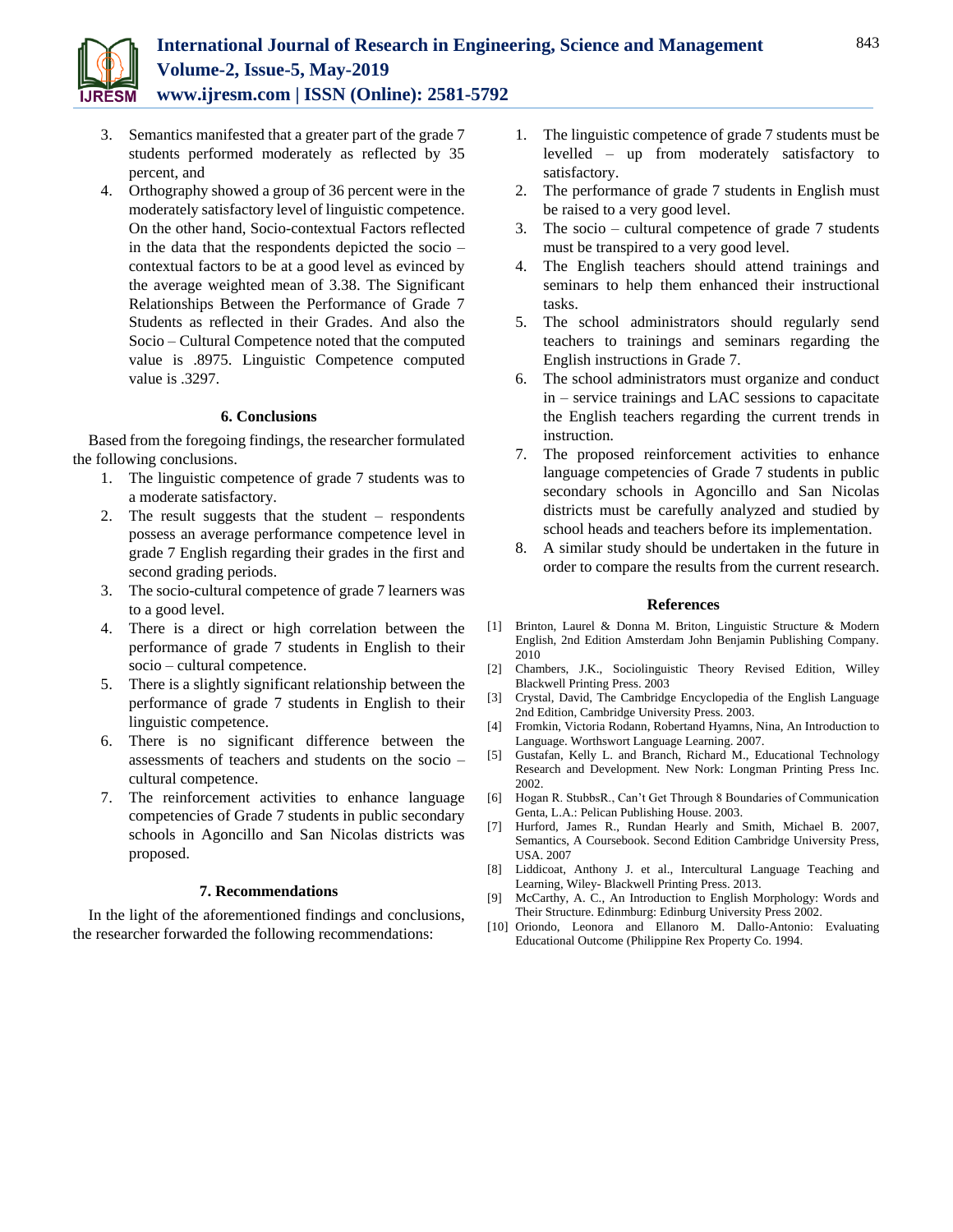3. Semantics manifested that a greater part of the grade 7 students performed moderately as reflected by 35 percent, and
4. Orthography showed a group of 36 percent were in the moderately satisfactory level of linguistic competence. On the other hand, Socio-contextual Factors reflected in the data that the respondents depicted the socio – contextual factors to be at a good level as evinced by the average weighted mean of 3.38. The Significant Relationships Between the Performance of Grade 7 Students as reflected in their Grades. And also the Socio – Cultural Competence noted that the computed value is .8975. Linguistic Competence computed value is .3297.

## 6. Conclusions

Based from the foregoing findings, the researcher formulated the following conclusions.

1. The linguistic competence of grade 7 students was to a moderate satisfactory.
2. The result suggests that the student – respondents possess an average performance competence level in grade 7 English regarding their grades in the first and second grading periods.
3. The socio-cultural competence of grade 7 learners was to a good level.
4. There is a direct or high correlation between the performance of grade 7 students in English to their socio – cultural competence.
5. There is a slightly significant relationship between the performance of grade 7 students in English to their linguistic competence.
6. There is no significant difference between the assessments of teachers and students on the socio – cultural competence.
7. The reinforcement activities to enhance language competencies of Grade 7 students in public secondary schools in Agoncillo and San Nicolas districts was proposed.

## 7. Recommendations

In the light of the aforementioned findings and conclusions, the researcher forwarded the following recommendations:

1. The linguistic competence of grade 7 students must be levelled – up from moderately satisfactory to satisfactory.
2. The performance of grade 7 students in English must be raised to a very good level.
3. The socio – cultural competence of grade 7 students must be transpired to a very good level.
4. The English teachers should attend trainings and seminars to help them enhanced their instructional tasks.
5. The school administrators should regularly send teachers to trainings and seminars regarding the English instructions in Grade 7.
6. The school administrators must organize and conduct in – service trainings and LAC sessions to capacitate the English teachers regarding the current trends in instruction.
7. The proposed reinforcement activities to enhance language competencies of Grade 7 students in public secondary schools in Agoncillo and San Nicolas districts must be carefully analyzed and studied by school heads and teachers before its implementation.
8. A similar study should be undertaken in the future in order to compare the results from the current research.

## References

[1] Brinton, Laurel & Donna M. Briton, Linguistic Structure & Modern English, 2nd Edition Amsterdam John Benjamin Publishing Company. 2010

[2] Chambers, J.K., Sociolinguistic Theory Revised Edition, Willey Blackwell Printing Press. 2003

[3] Crystal, David, The Cambridge Encyclopedia of the English Language 2nd Edition, Cambridge University Press. 2003.

[4] Fromkin, Victoria Rodann, Robertand Hyamns, Nina, An Introduction to Language. Worthswort Language Learning. 2007.

[5] Gustafan, Kelly L. and Branch, Richard M., Educational Technology Research and Development. New Nork: Longman Printing Press Inc. 2002.

[6] Hogan R. StubbsR., Can't Get Through 8 Boundaries of Communication Genta, L.A.: Pelican Publishing House. 2003.

[7] Hurford, James R., Rundan Hearly and Smith, Michael B. 2007, Semantics, A Coursebook. Second Edition Cambridge University Press, USA. 2007

[8] Liddicoat, Anthony J. et al., Intercultural Language Teaching and Learning, Wiley- Blackwell Printing Press. 2013.

[9] McCarthy, A. C., An Introduction to English Morphology: Words and Their Structure. Edinmburg: Edinburg University Press 2002.

[10] Oriondo, Leonora and Ellanoro M. Dallo-Antonio: Evaluating Educational Outcome (Philippine Rex Property Co. 1994.